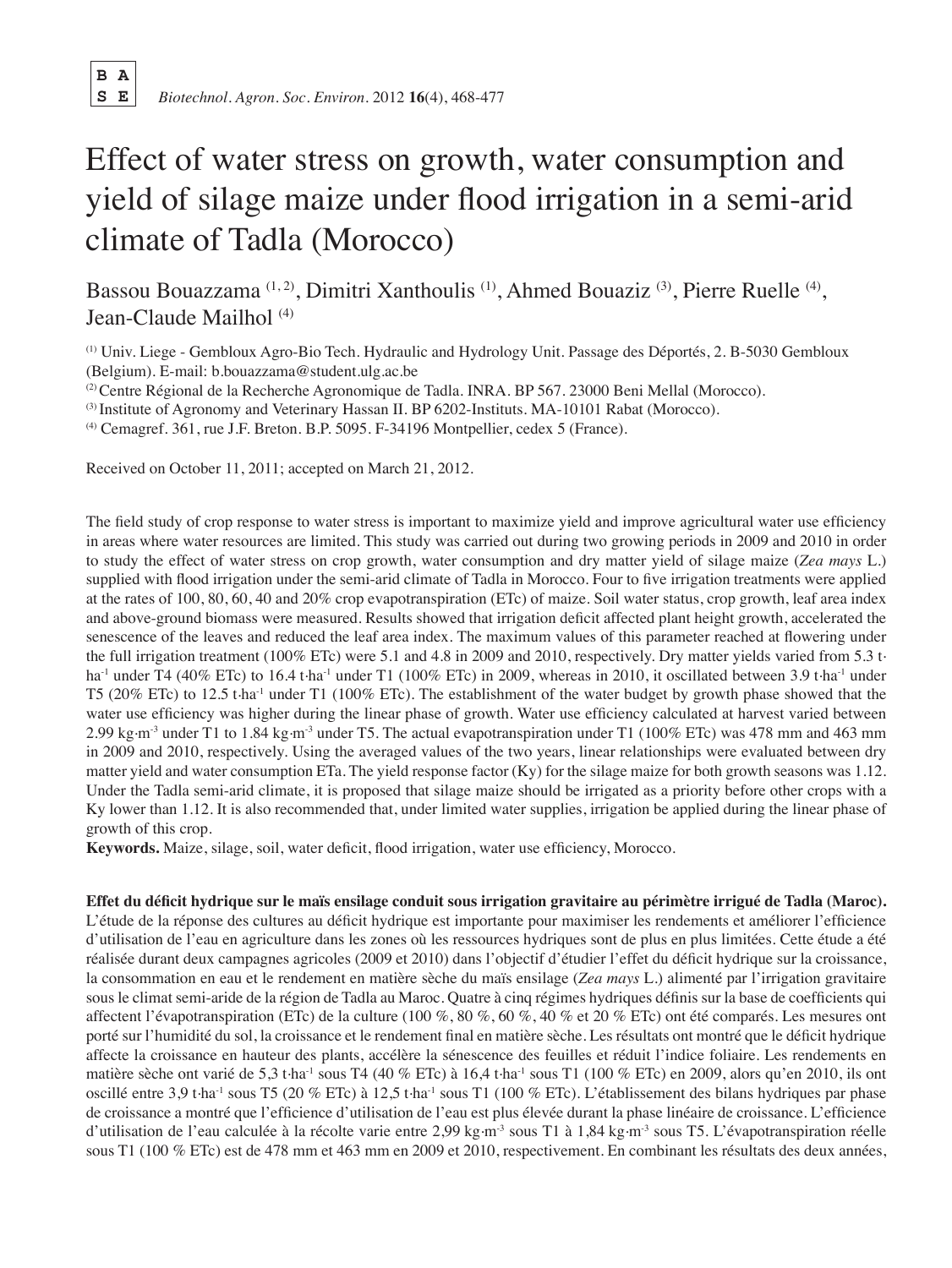# Effect of water stress on growth, water consumption and yield of silage maize under flood irrigation in a semi-arid climate of Tadla (Morocco)

Bassou Bouazzama [1, 2], Dimitri Xanthoulis [1], Ahmed Bouaziz [3], Pierre Ruelle [4], Jean-Claude Mailhol [4]

[1] Univ. Liege - Gembloux Agro-Bio Tech. Hydraulic and Hydrology Unit. Passage des Déportés, 2. B-5030 Gembloux (Belgium). E-mail: b.bouazzama@student.ulg.ac.be

[2] Centre Régional de la Recherche Agronomique de Tadla. INRA. BP 567. 23000 Beni Mellal (Morocco).

[3] Institute of Agronomy and Veterinary Hassan II. BP 6202-Instituts. MA-10101 Rabat (Morocco).

[4] Cemagref. 361, rue J.F. Breton. B.P. 5095. F-34196 Montpellier, cedex 5 (France).

Received on October 11, 2011; accepted on March 21, 2012.

The field study of crop response to water stress is important to maximize yield and improve agricultural water use efficiency in areas where water resources are limited. This study was carried out during two growing periods in 2009 and 2010 in order to study the effect of water stress on crop growth, water consumption and dry matter yield of silage maize (*Zea mays* L.) supplied with flood irrigation under the semi-arid climate of Tadla in Morocco. Four to five irrigation treatments were applied at the rates of 100, 80, 60, 40 and 20% crop evapotranspiration (ETc) of maize. Soil water status, crop growth, leaf area index and above-ground biomass were measured. Results showed that irrigation deficit affected plant height growth, accelerated the senescence of the leaves and reduced the leaf area index. The maximum values of this parameter reached at flowering under the full irrigation treatment (100% ETc) were 5.1 and 4.8 in 2009 and 2010, respectively. Dry matter yields varied from 5.3 t·ha$^{-1}$ under T4 (40% ETc) to 16.4 t·ha$^{-1}$ under T1 (100% ETc) in 2009, whereas in 2010, it oscillated between 3.9 t·ha$^{-1}$ under T5 (20% ETc) to 12.5 t·ha$^{-1}$ under T1 (100% ETc). The establishment of the water budget by growth phase showed that the water use efficiency was higher during the linear phase of growth. Water use efficiency calculated at harvest varied between 2.99 kg·m$^{-3}$ under T1 to 1.84 kg·m$^{-3}$ under T5. The actual evapotranspiration under T1 (100% ETc) was 478 mm and 463 mm in 2009 and 2010, respectively. Using the averaged values of the two years, linear relationships were evaluated between dry matter yield and water consumption ETa. The yield response factor (Ky) for the silage maize for both growth seasons was 1.12. Under the Tadla semi-arid climate, it is proposed that silage maize should be irrigated as a priority before other crops with a Ky lower than 1.12. It is also recommended that, under limited water supplies, irrigation be applied during the linear phase of growth of this crop.

**Keywords.** Maize, silage, soil, water deficit, flood irrigation, water use efficiency, Morocco.

**Effet du déficit hydrique sur le maïs ensilage conduit sous irrigation gravitaire au périmètre irrigué de Tadla (Maroc).** L'étude de la réponse des cultures au déficit hydrique est importante pour maximiser les rendements et améliorer l'efficience d'utilisation de l'eau en agriculture dans les zones où les ressources hydriques sont de plus en plus limitées. Cette étude a été réalisée durant deux campagnes agricoles (2009 et 2010) dans l'objectif d'étudier l'effet du déficit hydrique sur la croissance, la consommation en eau et le rendement en matière sèche du maïs ensilage (*Zea mays* L.) alimenté par l'irrigation gravitaire sous le climat semi-aride de la région de Tadla au Maroc. Quatre à cinq régimes hydriques définis sur la base de coefficients qui affectent l'évapotranspiration (ETc) de la culture (100 %, 80 %, 60 %, 40 % et 20 % ETc) ont été comparés. Les mesures ont porté sur l'humidité du sol, la croissance et le rendement final en matière sèche. Les résultats ont montré que le déficit hydrique affecte la croissance en hauteur des plants, accélère la sénescence des feuilles et réduit l'indice foliaire. Les rendements en matière sèche ont varié de 5,3 t·ha$^{-1}$ sous T4 (40 % ETc) à 16,4 t·ha$^{-1}$ sous T1 (100 % ETc) en 2009, alors qu'en 2010, ils ont oscillé entre 3,9 t·ha$^{-1}$ sous T5 (20 % ETc) à 12,5 t·ha$^{-1}$ sous T1 (100 % ETc). L'établissement des bilans hydriques par phase de croissance a montré que l'efficience d'utilisation de l'eau est plus élevée durant la phase linéaire de croissance. L'efficience d'utilisation de l'eau calculée à la récolte varie entre 2,99 kg·m$^{-3}$ sous T1 à 1,84 kg·m$^{-3}$ sous T5. L'évapotranspiration réelle sous T1 (100 % ETc) est de 478 mm et 463 mm en 2009 et 2010, respectivement. En combinant les résultats des deux années,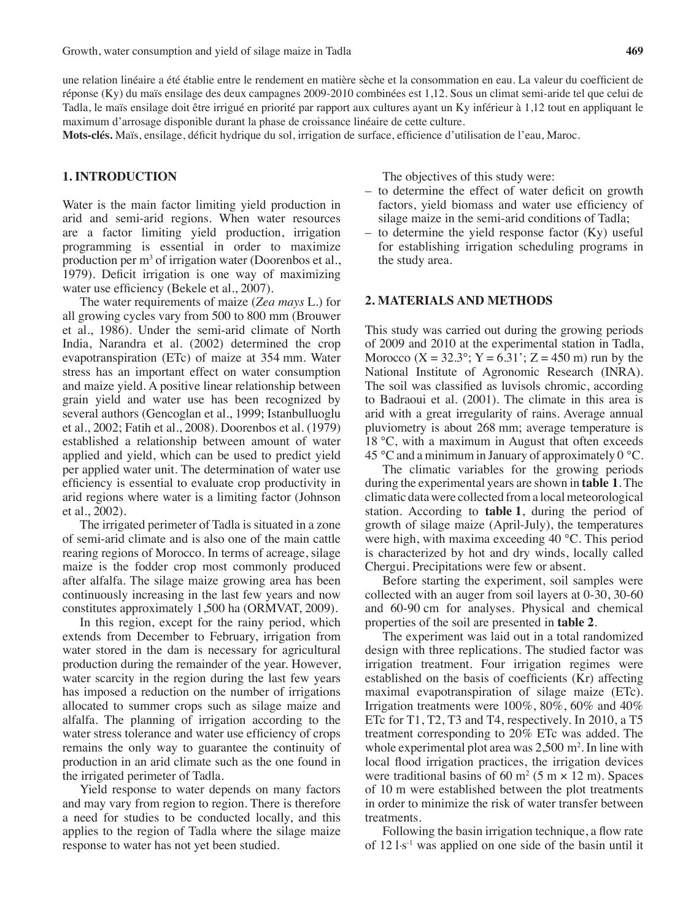une relation linéaire a été établie entre le rendement en matière sèche et la consommation en eau. La valeur du coefficient de réponse (Ky) du maïs ensilage des deux campagnes 2009-2010 combinées est 1,12. Sous un climat semi-aride tel que celui de Tadla, le maïs ensilage doit être irrigué en priorité par rapport aux cultures ayant un Ky inférieur à 1,12 tout en appliquant le maximum d'arrosage disponible durant la phase de croissance linéaire de cette culture.

**Mots-clés.** Maïs, ensilage, déficit hydrique du sol, irrigation de surface, efficience d'utilisation de l'eau, Maroc.

## 1. INTRODUCTION

Water is the main factor limiting yield production in arid and semi-arid regions. When water resources are a factor limiting yield production, irrigation programming is essential in order to maximize production per $m^3$ of irrigation water (Doorenbos et al., 1979). Deficit irrigation is one way of maximizing water use efficiency (Bekele et al., 2007).

The water requirements of maize (*Zea mays* L.) for all growing cycles vary from 500 to 800 mm (Brouwer et al., 1986). Under the semi-arid climate of North India, Narandra et al. (2002) determined the crop evapotranspiration (ETc) of maize at 354 mm. Water stress has an important effect on water consumption and maize yield. A positive linear relationship between grain yield and water use has been recognized by several authors (Gencoglan et al., 1999; Istanbulluoglu et al., 2002; Fatih et al., 2008). Doorenbos et al. (1979) established a relationship between amount of water applied and yield, which can be used to predict yield per applied water unit. The determination of water use efficiency is essential to evaluate crop productivity in arid regions where water is a limiting factor (Johnson et al., 2002).

The irrigated perimeter of Tadla is situated in a zone of semi-arid climate and is also one of the main cattle rearing regions of Morocco. In terms of acreage, silage maize is the fodder crop most commonly produced after alfalfa. The silage maize growing area has been continuously increasing in the last few years and now constitutes approximately 1,500 ha (ORMVAT, 2009).

In this region, except for the rainy period, which extends from December to February, irrigation from water stored in the dam is necessary for agricultural production during the remainder of the year. However, water scarcity in the region during the last few years has imposed a reduction on the number of irrigations allocated to summer crops such as silage maize and alfalfa. The planning of irrigation according to the water stress tolerance and water use efficiency of crops remains the only way to guarantee the continuity of production in an arid climate such as the one found in the irrigated perimeter of Tadla.

Yield response to water depends on many factors and may vary from region to region. There is therefore a need for studies to be conducted locally, and this applies to the region of Tadla where the silage maize response to water has not yet been studied.

The objectives of this study were:

- to determine the effect of water deficit on growth factors, yield biomass and water use efficiency of silage maize in the semi-arid conditions of Tadla;
- to determine the yield response factor (Ky) useful for establishing irrigation scheduling programs in the study area.

## 2. MATERIALS AND METHODS

This study was carried out during the growing periods of 2009 and 2010 at the experimental station in Tadla, Morocco (X = 32.3°; Y = 6.31'; Z = 450 m) run by the National Institute of Agronomic Research (INRA). The soil was classified as luvisols chromic, according to Badraoui et al. (2001). The climate in this area is arid with a great irregularity of rains. Average annual pluviometry is about 268 mm; average temperature is 18 °C, with a maximum in August that often exceeds 45 °C and a minimum in January of approximately 0 °C.

The climatic variables for the growing periods during the experimental years are shown in **table 1**. The climatic data were collected from a local meteorological station. According to **table 1**, during the period of growth of silage maize (April-July), the temperatures were high, with maxima exceeding 40 °C. This period is characterized by hot and dry winds, locally called Chergui. Precipitations were few or absent.

Before starting the experiment, soil samples were collected with an auger from soil layers at 0-30, 30-60 and 60-90 cm for analyses. Physical and chemical properties of the soil are presented in **table 2**.

The experiment was laid out in a total randomized design with three replications. The studied factor was irrigation treatment. Four irrigation regimes were established on the basis of coefficients (Kr) affecting maximal evapotranspiration of silage maize (ETc). Irrigation treatments were 100%, 80%, 60% and 40% ETc for T1, T2, T3 and T4, respectively. In 2010, a T5 treatment corresponding to 20% ETc was added. The whole experimental plot area was 2,500 $m^2$. In line with local flood irrigation practices, the irrigation devices were traditional basins of 60 $m^2$ (5 m × 12 m). Spaces of 10 m were established between the plot treatments in order to minimize the risk of water transfer between treatments.

Following the basin irrigation technique, a flow rate of 12 $l \cdot s^{-1}$ was applied on one side of the basin until it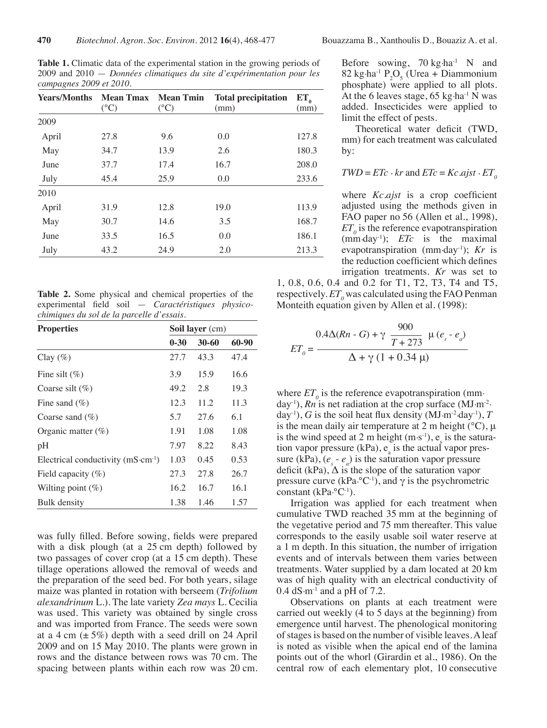**Table 1.** Climatic data of the experimental station in the growing periods of 2009 and 2010 — *Données climatiques du site d'expérimentation pour les campagnes 2009 et 2010*.

| Years/Months | Mean Tmax (°C) | Mean Tmin (°C) | Total precipitation (mm) | $ET_0$ (mm) |
|---|---|---|---|---|
| 2009 | | | | |
| April | 27.8 | 9.6 | 0.0 | 127.8 |
| May | 34.7 | 13.9 | 2.6 | 180.3 |
| June | 37.7 | 17.4 | 16.7 | 208.0 |
| July | 45.4 | 25.9 | 0.0 | 233.6 |
| 2010 | | | | |
| April | 31.9 | 12.8 | 19.0 | 113.9 |
| May | 30.7 | 14.6 | 3.5 | 168.7 |
| June | 33.5 | 16.5 | 0.0 | 186.1 |
| July | 43.2 | 24.9 | 2.0 | 213.3 |

**Table 2.** Some physical and chemical properties of the experimental field soil — *Caractéristiques physico-chimiques du sol de la parcelle d'essais*.

| Properties | Soil layer (cm) | | |
|---|---|---|---|
| | 0-30 | 30-60 | 60-90 |
| Clay (%) | 27.7 | 43.3 | 47.4 |
| Fine silt (%) | 3.9 | 15.9 | 16.6 |
| Coarse silt (%) | 49.2 | 2.8 | 19.3 |
| Fine sand (%) | 12.3 | 11.2 | 11.3 |
| Coarse sand (%) | 5.7 | 27.6 | 6.1 |
| Organic matter (%) | 1.91 | 1.08 | 1.08 |
| pH | 7.97 | 8.22 | 8.43 |
| Electrical conductivity ($mS \cdot cm^{-1}$) | 1.03 | 0.45 | 0.53 |
| Field capacity (%) | 27.3 | 27.8 | 26.7 |
| Wilting point (%) | 16.2 | 16.7 | 16.1 |
| Bulk density | 1.38 | 1.46 | 1.57 |

was fully filled. Before sowing, fields were prepared with a disk plough (at a 25 cm depth) followed by two passages of cover crop (at a 15 cm depth). These tillage operations allowed the removal of weeds and the preparation of the seed bed. For both years, silage maize was planted in rotation with berseem (*Trifolium alexandrinum* L.). The late variety *Zea mays* L. Cecilia was used. This variety was obtained by single cross and was imported from France. The seeds were sown at a 4 cm (± 5%) depth with a seed drill on 24 April 2009 and on 15 May 2010. The plants were grown in rows and the distance between rows was 70 cm. The spacing between plants within each row was 20 cm. Before sowing, 70 $kg \cdot ha^{-1}$ N and 82 $kg \cdot ha^{-1}$ $P_2O_5$ (Urea + Diammonium phosphate) were applied to all plots. At the 6 leaves stage, 65 $kg \cdot ha^{-1}$ N was added. Insecticides were applied to limit the effect of pests.

Theoretical water deficit (TWD, mm) for each treatment was calculated by:

$$TWD = ETc \cdot kr \text{ and } ETc = Kc.ajst \cdot ET_0$$

where *Kc.ajst* is a crop coefficient adjusted using the methods given in FAO paper no 56 (Allen et al., 1998), $ET_0$ is the reference evapotranspiration ($mm \cdot day^{-1}$); *ETc* is the maximal evapotranspiration ($mm \cdot day^{-1}$); *Kr* is the reduction coefficient which defines irrigation treatments. *Kr* was set to 1, 0.8, 0.6, 0.4 and 0.2 for T1, T2, T3, T4 and T5, respectively. $ET_0$ was calculated using the FAO Penman Monteith equation given by Allen et al. (1998):

$$ET_0 = \frac{0.4\Delta(Rn - G) + \gamma \ \dfrac{900}{T + 273} \ \mu \,(e_s - e_a)}{\Delta + \gamma\,(1 + 0.34\,\mu)}$$

where $ET_0$ is the reference evapotranspiration ($mm \cdot day^{-1}$), *Rn* is net radiation at the crop surface ($MJ \cdot m^{-2} \cdot day^{-1}$), *G* is the soil heat flux density ($MJ \cdot m^{-2} \cdot day^{-1}$), *T* is the mean daily air temperature at 2 m height (°C), $\mu$ is the wind speed at 2 m height ($m \cdot s^{-1}$), $e_s$ is the saturation vapor pressure (kPa), $e_a$ is the actual vapor pressure (kPa), $(e_s - e_a)$ is the saturation vapor pressure deficit (kPa), $\Delta$ is the slope of the saturation vapor pressure curve ($kPa \cdot °C^{-1}$), and $\gamma$ is the psychrometric constant ($kPa \cdot °C^{-1}$).

Irrigation was applied for each treatment when cumulative TWD reached 35 mm at the beginning of the vegetative period and 75 mm thereafter. This value corresponds to the easily usable soil water reserve at a 1 m depth. In this situation, the number of irrigation events and of intervals between them varies between treatments. Water supplied by a dam located at 20 km was of high quality with an electrical conductivity of 0.4 $dS \cdot m^{-1}$ and a pH of 7.2.

Observations on plants at each treatment were carried out weekly (4 to 5 days at the beginning) from emergence until harvest. The phenological monitoring of stages is based on the number of visible leaves. A leaf is noted as visible when the apical end of the lamina points out of the whorl (Girardin et al., 1986). On the central row of each elementary plot, 10 consecutive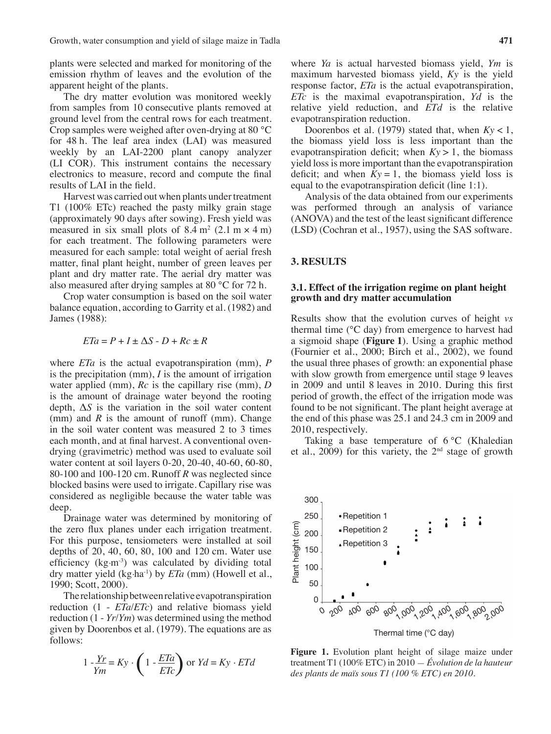plants were selected and marked for monitoring of the emission rhythm of leaves and the evolution of the apparent height of the plants.

The dry matter evolution was monitored weekly from samples from 10 consecutive plants removed at ground level from the central rows for each treatment. Crop samples were weighed after oven-drying at 80 °C for 48 h. The leaf area index (LAI) was measured weekly by an LAI-2200 plant canopy analyzer (LI COR). This instrument contains the necessary electronics to measure, record and compute the final results of LAI in the field.

Harvest was carried out when plants under treatment T1 (100% ETc) reached the pasty milky grain stage (approximately 90 days after sowing). Fresh yield was measured in six small plots of 8.4 m² (2.1 m × 4 m) for each treatment. The following parameters were measured for each sample: total weight of aerial fresh matter, final plant height, number of green leaves per plant and dry matter rate. The aerial dry matter was also measured after drying samples at 80 °C for 72 h.

Crop water consumption is based on the soil water balance equation, according to Garrity et al. (1982) and James (1988):

$$ETa = P + I \pm \Delta S - D + Rc \pm R$$

where $ETa$ is the actual evapotranspiration (mm), $P$ is the precipitation (mm), $I$ is the amount of irrigation water applied (mm), $Rc$ is the capillary rise (mm), $D$ is the amount of drainage water beyond the rooting depth, $\Delta S$ is the variation in the soil water content (mm) and $R$ is the amount of runoff (mm). Change in the soil water content was measured 2 to 3 times each month, and at final harvest. A conventional oven-drying (gravimetric) method was used to evaluate soil water content at soil layers 0-20, 20-40, 40-60, 60-80, 80-100 and 100-120 cm. Runoff $R$ was neglected since blocked basins were used to irrigate. Capillary rise was considered as negligible because the water table was deep.

Drainage water was determined by monitoring of the zero flux planes under each irrigation treatment. For this purpose, tensiometers were installed at soil depths of 20, 40, 60, 80, 100 and 120 cm. Water use efficiency (kg·m⁻³) was calculated by dividing total dry matter yield (kg·ha⁻¹) by $ETa$ (mm) (Howell et al., 1990; Scott, 2000).

The relationship between relative evapotranspiration reduction (1 - $ETa/ETc$) and relative biomass yield reduction (1 - $Yr/Ym$) was determined using the method given by Doorenbos et al. (1979). The equations are as follows:

$$1 - \frac{Yr}{Ym} = Ky \cdot \left(1 - \frac{ETa}{ETc}\right) \text{ or } Yd = Ky \cdot ETd$$

where $Ya$ is actual harvested biomass yield, $Ym$ is maximum harvested biomass yield, $Ky$ is the yield response factor, $ETa$ is the actual evapotranspiration, $ETc$ is the maximal evapotranspiration, $Yd$ is the relative yield reduction, and $ETd$ is the relative evapotranspiration reduction.

Doorenbos et al. (1979) stated that, when $Ky < 1$, the biomass yield loss is less important than the evapotranspiration deficit; when $Ky > 1$, the biomass yield loss is more important than the evapotranspiration deficit; and when $Ky = 1$, the biomass yield loss is equal to the evapotranspiration deficit (line 1:1).

Analysis of the data obtained from our experiments was performed through an analysis of variance (ANOVA) and the test of the least significant difference (LSD) (Cochran et al., 1957), using the SAS software.

## 3. RESULTS

### 3.1. Effect of the irrigation regime on plant height growth and dry matter accumulation

Results show that the evolution curves of height *vs* thermal time (°C day) from emergence to harvest had a sigmoid shape (**Figure 1**). Using a graphic method (Fournier et al., 2000; Birch et al., 2002), we found the usual three phases of growth: an exponential phase with slow growth from emergence until stage 9 leaves in 2009 and until 8 leaves in 2010. During this first period of growth, the effect of the irrigation mode was found to be not significant. The plant height average at the end of this phase was 25.1 and 24.3 cm in 2009 and 2010, respectively.

Taking a base temperature of 6 °C (Khaledian et al., 2009) for this variety, the 2nd stage of growth

**Figure 1.** Evolution plant height of silage maize under treatment T1 (100% ETC) in 2010 — *Évolution de la hauteur des plants de maïs sous T1 (100 % ETC) en 2010.*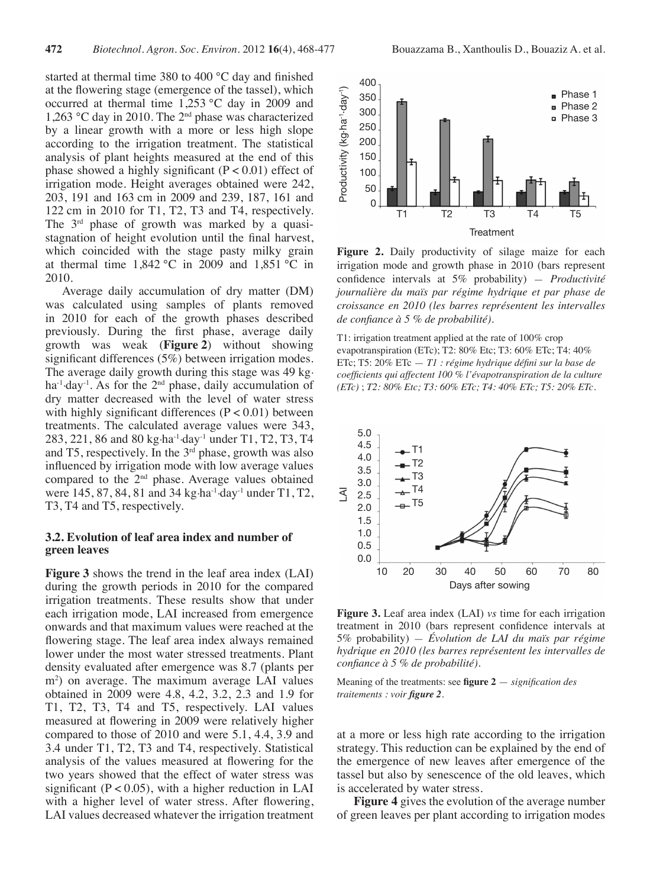started at thermal time 380 to 400 °C day and finished at the flowering stage (emergence of the tassel), which occurred at thermal time 1,253 °C day in 2009 and 1,263 °C day in 2010. The 2nd phase was characterized by a linear growth with a more or less high slope according to the irrigation treatment. The statistical analysis of plant heights measured at the end of this phase showed a highly significant ($P < 0.01$) effect of irrigation mode. Height averages obtained were 242, 203, 191 and 163 cm in 2009 and 239, 187, 161 and 122 cm in 2010 for T1, T2, T3 and T4, respectively. The 3rd phase of growth was marked by a quasi-stagnation of height evolution until the final harvest, which coincided with the stage pasty milky grain at thermal time 1,842 °C in 2009 and 1,851 °C in 2010.

Average daily accumulation of dry matter (DM) was calculated using samples of plants removed in 2010 for each of the growth phases described previously. During the first phase, average daily growth was weak (**Figure 2**) without showing significant differences (5%) between irrigation modes. The average daily growth during this stage was 49 $kg \cdot ha^{-1} \cdot day^{-1}$. As for the 2nd phase, daily accumulation of dry matter decreased with the level of water stress with highly significant differences ($P < 0.01$) between treatments. The calculated average values were 343, 283, 221, 86 and 80 $kg \cdot ha^{-1} \cdot day^{-1}$ under T1, T2, T3, T4 and T5, respectively. In the 3rd phase, growth was also influenced by irrigation mode with low average values compared to the 2nd phase. Average values obtained were 145, 87, 84, 81 and 34 $kg \cdot ha^{-1} \cdot day^{-1}$ under T1, T2, T3, T4 and T5, respectively.

### 3.2. Evolution of leaf area index and number of green leaves

**Figure 3** shows the trend in the leaf area index (LAI) during the growth periods in 2010 for the compared irrigation treatments. These results show that under each irrigation mode, LAI increased from emergence onwards and that maximum values were reached at the flowering stage. The leaf area index always remained lower under the most water stressed treatments. Plant density evaluated after emergence was 8.7 (plants per $m^2$) on average. The maximum average LAI values obtained in 2009 were 4.8, 4.2, 3.2, 2.3 and 1.9 for T1, T2, T3, T4 and T5, respectively. LAI values measured at flowering in 2009 were relatively higher compared to those of 2010 and were 5.1, 4.4, 3.9 and 3.4 under T1, T2, T3 and T4, respectively. Statistical analysis of the values measured at flowering for the two years showed that the effect of water stress was significant ($P < 0.05$), with a higher reduction in LAI with a higher level of water stress. After flowering, LAI values decreased whatever the irrigation treatment at a more or less high rate according to the irrigation strategy. This reduction can be explained by the end of the emergence of new leaves after emergence of the tassel but also by senescence of the old leaves, which is accelerated by water stress.

**Figure 4** gives the evolution of the average number of green leaves per plant according to irrigation modes

**Figure 2.** Daily productivity of silage maize for each irrigation mode and growth phase in 2010 (bars represent confidence intervals at 5% probability) — *Productivité journalière du maïs par régime hydrique et par phase de croissance en 2010 (les barres représentent les intervalles de confiance à 5 % de probabilité).*

T1: irrigation treatment applied at the rate of 100% crop evapotranspiration (ETc); T2: 80% Etc; T3: 60% ETc; T4: 40% ETc; T5: 20% ETc — *T1 : régime hydrique défini sur la base de coefficients qui affectent 100 % l'évapotranspiration de la culture (ETc) ; T2: 80% Etc; T3: 60% ETc; T4: 40% ETc; T5: 20% ETc.*

**Figure 3.** Leaf area index (LAI) *vs* time for each irrigation treatment in 2010 (bars represent confidence intervals at 5% probability) — *Évolution de LAI du maïs par régime hydrique en 2010 (les barres représentent les intervalles de confiance à 5 % de probabilité).*

Meaning of the treatments: see **figure 2** — *signification des traitements : voir **figure 2**.*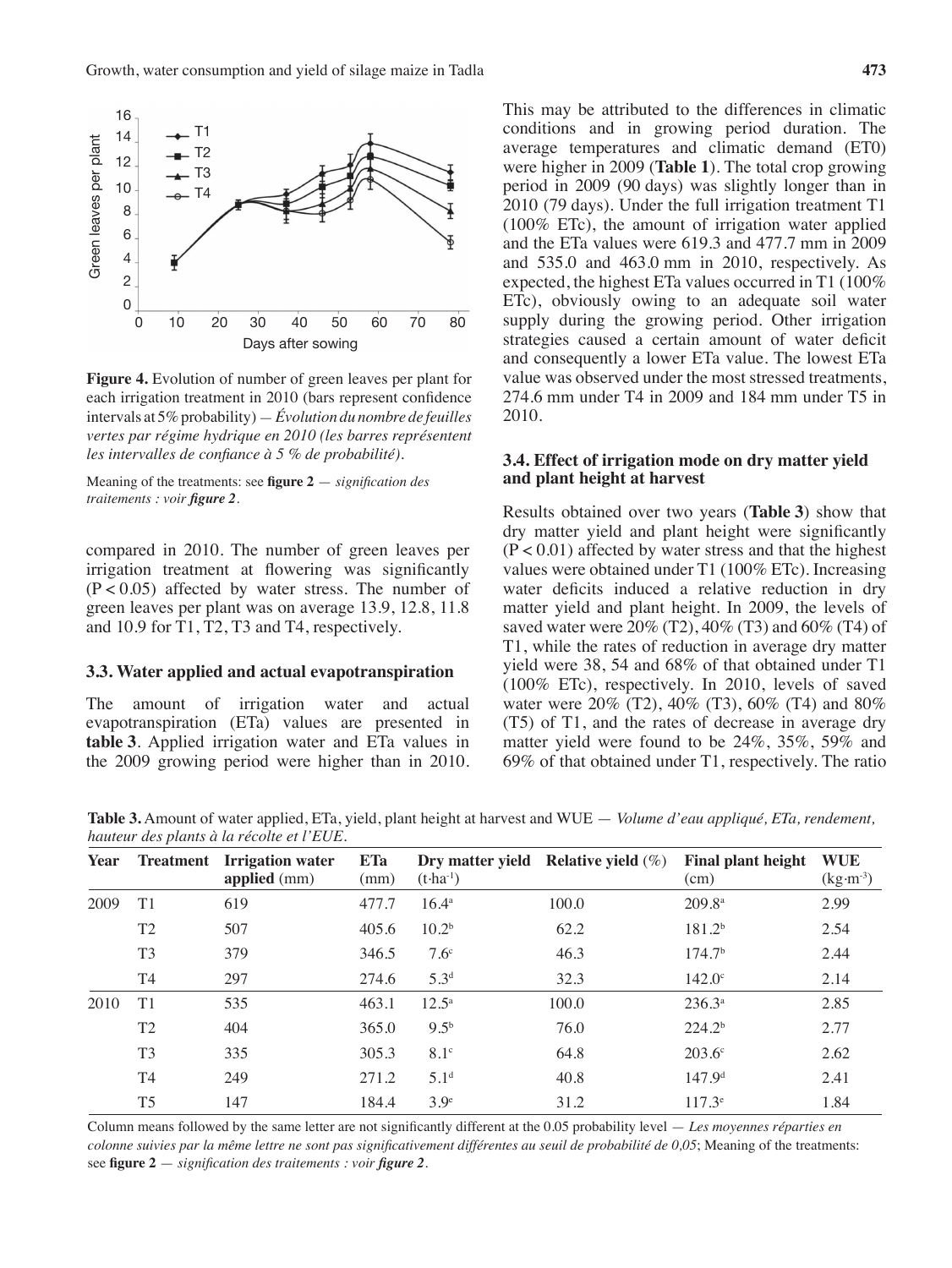**Figure 4.** Evolution of number of green leaves per plant for each irrigation treatment in 2010 (bars represent confidence intervals at 5% probability) — *Évolution du nombre de feuilles vertes par régime hydrique en 2010 (les barres représentent les intervalles de confiance à 5 % de probabilité).*

Meaning of the treatments: see **figure 2** — *signification des traitements : voir **figure 2**.*

compared in 2010. The number of green leaves per irrigation treatment at flowering was significantly ($P < 0.05$) affected by water stress. The number of green leaves per plant was on average 13.9, 12.8, 11.8 and 10.9 for T1, T2, T3 and T4, respectively.

### 3.3. Water applied and actual evapotranspiration

The amount of irrigation water and actual evapotranspiration (ETa) values are presented in **table 3**. Applied irrigation water and ETa values in the 2009 growing period were higher than in 2010. This may be attributed to the differences in climatic conditions and in growing period duration. The average temperatures and climatic demand (ET0) were higher in 2009 (**Table 1**). The total crop growing period in 2009 (90 days) was slightly longer than in 2010 (79 days). Under the full irrigation treatment T1 (100% ETc), the amount of irrigation water applied and the ETa values were 619.3 and 477.7 mm in 2009 and 535.0 and 463.0 mm in 2010, respectively. As expected, the highest ETa values occurred in T1 (100% ETc), obviously owing to an adequate soil water supply during the growing period. Other irrigation strategies caused a certain amount of water deficit and consequently a lower ETa value. The lowest ETa value was observed under the most stressed treatments, 274.6 mm under T4 in 2009 and 184 mm under T5 in 2010.

### 3.4. Effect of irrigation mode on dry matter yield and plant height at harvest

Results obtained over two years (**Table 3**) show that dry matter yield and plant height were significantly ($P < 0.01$) affected by water stress and that the highest values were obtained under T1 (100% ETc). Increasing water deficits induced a relative reduction in dry matter yield and plant height. In 2009, the levels of saved water were 20% (T2), 40% (T3) and 60% (T4) of T1, while the rates of reduction in average dry matter yield were 38, 54 and 68% of that obtained under T1 (100% ETc), respectively. In 2010, levels of saved water were 20% (T2), 40% (T3), 60% (T4) and 80% (T5) of T1, and the rates of decrease in average dry matter yield were found to be 24%, 35%, 59% and 69% of that obtained under T1, respectively. The ratio

**Table 3.** Amount of water applied, ETa, yield, plant height at harvest and WUE — *Volume d'eau appliqué, ETa, rendement, hauteur des plants à la récolte et l'EUE.*

| Year | Treatment | Irrigation water applied (mm) | ETa (mm) | Dry matter yield ($t \cdot ha^{-1}$) | Relative yield (%) | Final plant height (cm) | WUE ($kg \cdot m^{-3}$) |
|---|---|---|---|---|---|---|---|
| 2009 | T1 | 619 | 477.7 | 16.4[a] | 100.0 | 209.8[a] | 2.99 |
| | T2 | 507 | 405.6 | 10.2[b] | 62.2 | 181.2[b] | 2.54 |
| | T3 | 379 | 346.5 | 7.6[c] | 46.3 | 174.7[b] | 2.44 |
| | T4 | 297 | 274.6 | 5.3[d] | 32.3 | 142.0[c] | 2.14 |
| 2010 | T1 | 535 | 463.1 | 12.5[a] | 100.0 | 236.3[a] | 2.85 |
| | T2 | 404 | 365.0 | 9.5[b] | 76.0 | 224.2[b] | 2.77 |
| | T3 | 335 | 305.3 | 8.1[c] | 64.8 | 203.6[c] | 2.62 |
| | T4 | 249 | 271.2 | 5.1[d] | 40.8 | 147.9[d] | 2.41 |
| | T5 | 147 | 184.4 | 3.9[e] | 31.2 | 117.3[e] | 1.84 |

Column means followed by the same letter are not significantly different at the 0.05 probability level — *Les moyennes réparties en colonne suivies par la même lettre ne sont pas significativement différentes au seuil de probabilité de 0,05*; Meaning of the treatments: see **figure 2** — *signification des traitements : voir **figure 2**.*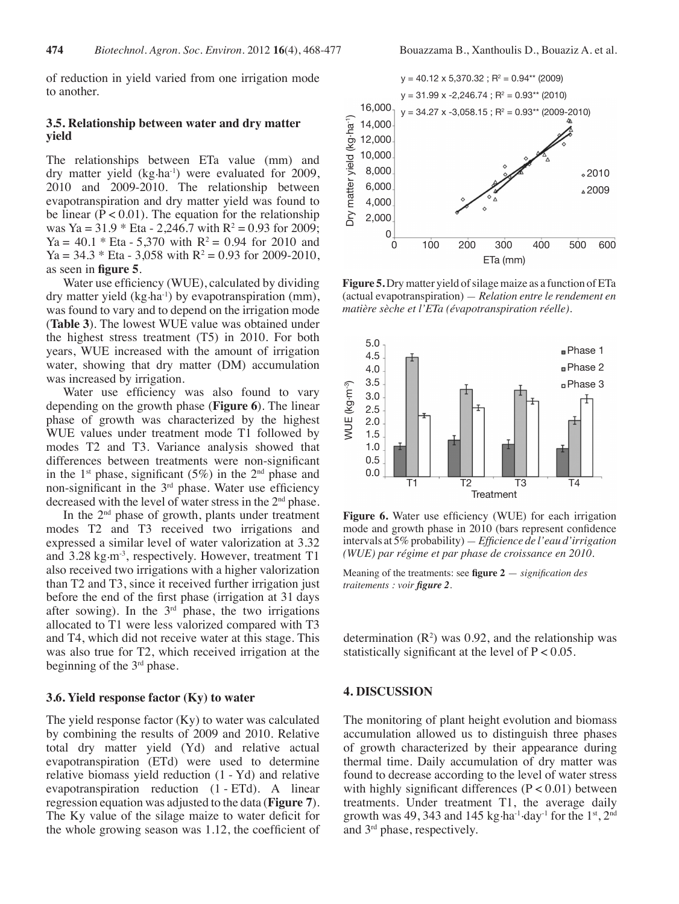of reduction in yield varied from one irrigation mode to another.

### 3.5. Relationship between water and dry matter yield

The relationships between ETa value (mm) and dry matter yield ($kg \cdot ha^{-1}$) were evaluated for 2009, 2010 and 2009-2010. The relationship between evapotranspiration and dry matter yield was found to be linear ($P < 0.01$). The equation for the relationship was Ya = 31.9 * Eta - 2,246.7 with $R^2 = 0.93$ for 2009; Ya = 40.1 * Eta - 5,370 with $R^2 = 0.94$ for 2010 and Ya = 34.3 * Eta - 3,058 with $R^2 = 0.93$ for 2009-2010, as seen in **figure 5**.

Water use efficiency (WUE), calculated by dividing dry matter yield ($kg \cdot ha^{-1}$) by evapotranspiration (mm), was found to vary and to depend on the irrigation mode (**Table 3**). The lowest WUE value was obtained under the highest stress treatment (T5) in 2010. For both years, WUE increased with the amount of irrigation water, showing that dry matter (DM) accumulation was increased by irrigation.

Water use efficiency was also found to vary depending on the growth phase (**Figure 6**). The linear phase of growth was characterized by the highest WUE values under treatment mode T1 followed by modes T2 and T3. Variance analysis showed that differences between treatments were non-significant in the 1st phase, significant (5%) in the 2nd phase and non-significant in the 3rd phase. Water use efficiency decreased with the level of water stress in the 2nd phase.

In the 2nd phase of growth, plants under treatment modes T2 and T3 received two irrigations and expressed a similar level of water valorization at 3.32 and 3.28 $kg \cdot m^{-3}$, respectively. However, treatment T1 also received two irrigations with a higher valorization than T2 and T3, since it received further irrigation just before the end of the first phase (irrigation at 31 days after sowing). In the 3rd phase, the two irrigations allocated to T1 were less valorized compared with T3 and T4, which did not receive water at this stage. This was also true for T2, which received irrigation at the beginning of the 3rd phase.

### 3.6. Yield response factor (Ky) to water

The yield response factor (Ky) to water was calculated by combining the results of 2009 and 2010. Relative total dry matter yield (Yd) and relative actual evapotranspiration (ETd) were used to determine relative biomass yield reduction (1 - Yd) and relative evapotranspiration reduction (1 - ETd). A linear regression equation was adjusted to the data (**Figure 7**). The Ky value of the silage maize to water deficit for the whole growing season was 1.12, the coefficient of determination ($R^2$) was 0.92, and the relationship was statistically significant at the level of $P < 0.05$.

**Figure 5.** Dry matter yield of silage maize as a function of ETa (actual evapotranspiration) — *Relation entre le rendement en matière sèche et l'ETa (évapotranspiration réelle).*

**Figure 6.** Water use efficiency (WUE) for each irrigation mode and growth phase in 2010 (bars represent confidence intervals at 5% probability) — *Efficience de l'eau d'irrigation (WUE) par régime et par phase de croissance en 2010.*

Meaning of the treatments: see **figure 2** — *signification des traitements : voir **figure 2**.*

## 4. DISCUSSION

The monitoring of plant height evolution and biomass accumulation allowed us to distinguish three phases of growth characterized by their appearance during thermal time. Daily accumulation of dry matter was found to decrease according to the level of water stress with highly significant differences ($P < 0.01$) between treatments. Under treatment T1, the average daily growth was 49, 343 and 145 $kg \cdot ha^{-1} \cdot day^{-1}$ for the 1st, 2nd and 3rd phase, respectively.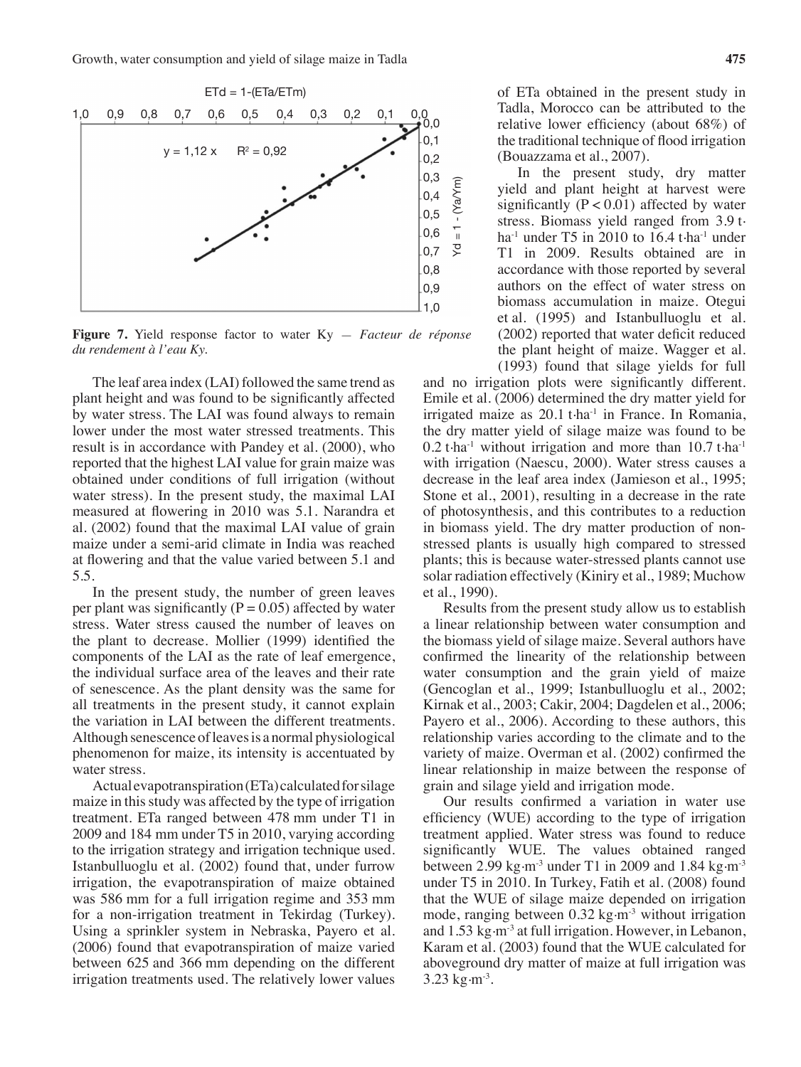**Figure 7.** Yield response factor to water Ky — *Facteur de réponse du rendement à l'eau Ky.*

The leaf area index (LAI) followed the same trend as plant height and was found to be significantly affected by water stress. The LAI was found always to remain lower under the most water stressed treatments. This result is in accordance with Pandey et al. (2000), who reported that the highest LAI value for grain maize was obtained under conditions of full irrigation (without water stress). In the present study, the maximal LAI measured at flowering in 2010 was 5.1. Narandra et al. (2002) found that the maximal LAI value of grain maize under a semi-arid climate in India was reached at flowering and that the value varied between 5.1 and 5.5.

In the present study, the number of green leaves per plant was significantly ($P = 0.05$) affected by water stress. Water stress caused the number of leaves on the plant to decrease. Mollier (1999) identified the components of the LAI as the rate of leaf emergence, the individual surface area of the leaves and their rate of senescence. As the plant density was the same for all treatments in the present study, it cannot explain the variation in LAI between the different treatments. Although senescence of leaves is a normal physiological phenomenon for maize, its intensity is accentuated by water stress.

Actual evapotranspiration (ETa) calculated for silage maize in this study was affected by the type of irrigation treatment. ETa ranged between 478 mm under T1 in 2009 and 184 mm under T5 in 2010, varying according to the irrigation strategy and irrigation technique used. Istanbulluoglu et al. (2002) found that, under furrow irrigation, the evapotranspiration of maize obtained was 586 mm for a full irrigation regime and 353 mm for a non-irrigation treatment in Tekirdag (Turkey). Using a sprinkler system in Nebraska, Payero et al. (2006) found that evapotranspiration of maize varied between 625 and 366 mm depending on the different irrigation treatments used. The relatively lower values of ETa obtained in the present study in Tadla, Morocco can be attributed to the relative lower efficiency (about 68%) of the traditional technique of flood irrigation (Bouazzama et al., 2007).

In the present study, dry matter yield and plant height at harvest were significantly ($P < 0.01$) affected by water stress. Biomass yield ranged from 3.9 $t \cdot ha^{-1}$ under T5 in 2010 to 16.4 $t \cdot ha^{-1}$ under T1 in 2009. Results obtained are in accordance with those reported by several authors on the effect of water stress on biomass accumulation in maize. Otegui et al. (1995) and Istanbulluoglu et al. (2002) reported that water deficit reduced the plant height of maize. Wagger et al. (1993) found that silage yields for full and no irrigation plots were significantly different. Emile et al. (2006) determined the dry matter yield for irrigated maize as 20.1 $t \cdot ha^{-1}$ in France. In Romania, the dry matter yield of silage maize was found to be 0.2 $t \cdot ha^{-1}$ without irrigation and more than 10.7 $t \cdot ha^{-1}$ with irrigation (Naescu, 2000). Water stress causes a decrease in the leaf area index (Jamieson et al., 1995; Stone et al., 2001), resulting in a decrease in the rate of photosynthesis, and this contributes to a reduction in biomass yield. The dry matter production of non-stressed plants is usually high compared to stressed plants; this is because water-stressed plants cannot use solar radiation effectively (Kiniry et al., 1989; Muchow et al., 1990).

Results from the present study allow us to establish a linear relationship between water consumption and the biomass yield of silage maize. Several authors have confirmed the linearity of the relationship between water consumption and the grain yield of maize (Gencoglan et al., 1999; Istanbulluoglu et al., 2002; Kirnak et al., 2003; Cakir, 2004; Dagdelen et al., 2006; Payero et al., 2006). According to these authors, this relationship varies according to the climate and to the variety of maize. Overman et al. (2002) confirmed the linear relationship in maize between the response of grain and silage yield and irrigation mode.

Our results confirmed a variation in water use efficiency (WUE) according to the type of irrigation treatment applied. Water stress was found to reduce significantly WUE. The values obtained ranged between 2.99 $kg \cdot m^{-3}$ under T1 in 2009 and 1.84 $kg \cdot m^{-3}$ under T5 in 2010. In Turkey, Fatih et al. (2008) found that the WUE of silage maize depended on irrigation mode, ranging between 0.32 $kg \cdot m^{-3}$ without irrigation and 1.53 $kg \cdot m^{-3}$ at full irrigation. However, in Lebanon, Karam et al. (2003) found that the WUE calculated for aboveground dry matter of maize at full irrigation was 3.23 $kg \cdot m^{-3}$.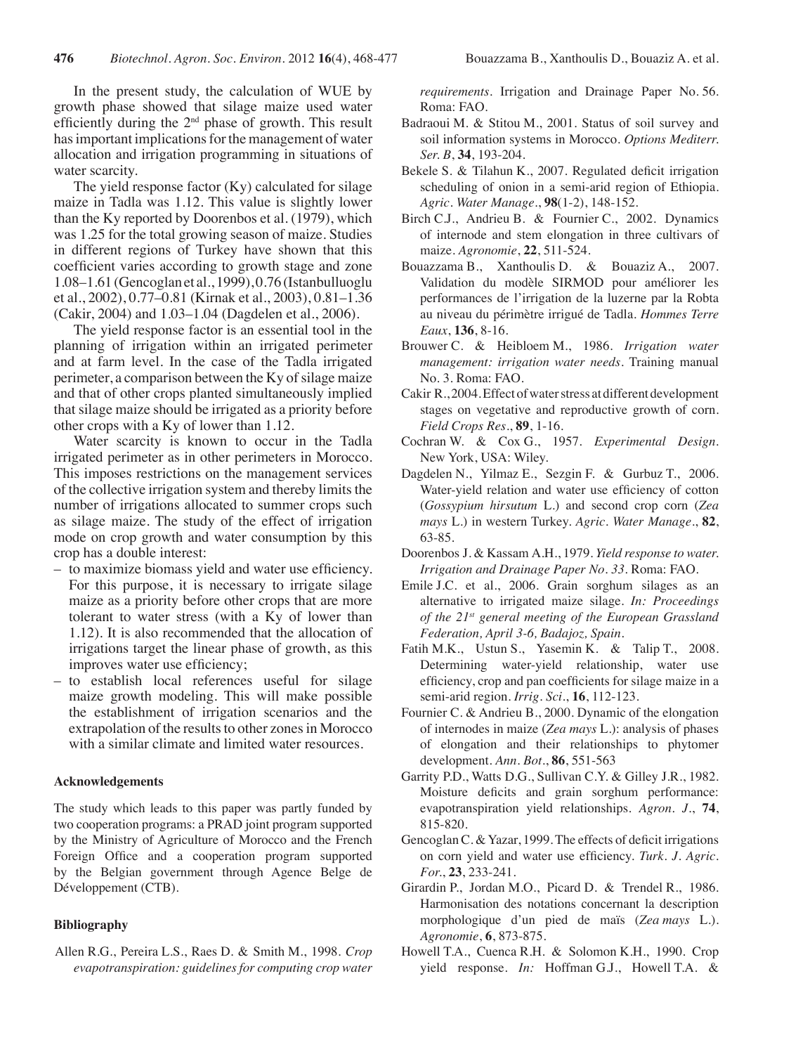In the present study, the calculation of WUE by growth phase showed that silage maize used water efficiently during the 2nd phase of growth. This result has important implications for the management of water allocation and irrigation programming in situations of water scarcity.

The yield response factor (Ky) calculated for silage maize in Tadla was 1.12. This value is slightly lower than the Ky reported by Doorenbos et al. (1979), which was 1.25 for the total growing season of maize. Studies in different regions of Turkey have shown that this coefficient varies according to growth stage and zone 1.08–1.61 (Gencoglan et al., 1999), 0.76 (Istanbulluoglu et al., 2002), 0.77–0.81 (Kirnak et al., 2003), 0.81–1.36 (Cakir, 2004) and 1.03–1.04 (Dagdelen et al., 2006).

The yield response factor is an essential tool in the planning of irrigation within an irrigated perimeter and at farm level. In the case of the Tadla irrigated perimeter, a comparison between the Ky of silage maize and that of other crops planted simultaneously implied that silage maize should be irrigated as a priority before other crops with a Ky of lower than 1.12.

Water scarcity is known to occur in the Tadla irrigated perimeter as in other perimeters in Morocco. This imposes restrictions on the management services of the collective irrigation system and thereby limits the number of irrigations allocated to summer crops such as silage maize. The study of the effect of irrigation mode on crop growth and water consumption by this crop has a double interest:

– to maximize biomass yield and water use efficiency. For this purpose, it is necessary to irrigate silage maize as a priority before other crops that are more tolerant to water stress (with a Ky of lower than 1.12). It is also recommended that the allocation of irrigations target the linear phase of growth, as this improves water use efficiency;
– to establish local references useful for silage maize growth modeling. This will make possible the establishment of irrigation scenarios and the extrapolation of the results to other zones in Morocco with a similar climate and limited water resources.

#### Acknowledgements

The study which leads to this paper was partly funded by two cooperation programs: a PRAD joint program supported by the Ministry of Agriculture of Morocco and the French Foreign Office and a cooperation program supported by the Belgian government through Agence Belge de Développement (CTB).

#### Bibliography

Allen R.G., Pereira L.S., Raes D. & Smith M., 1998. *Crop evapotranspiration: guidelines for computing crop water requirements*. Irrigation and Drainage Paper No. 56. Roma: FAO.

Badraoui M. & Stitou M., 2001. Status of soil survey and soil information systems in Morocco. *Options Mediterr. Ser. B*, **34**, 193-204.

Bekele S. & Tilahun K., 2007. Regulated deficit irrigation scheduling of onion in a semi-arid region of Ethiopia. *Agric. Water Manage.*, **98**(1-2), 148-152.

Birch C.J., Andrieu B. & Fournier C., 2002. Dynamics of internode and stem elongation in three cultivars of maize. *Agronomie*, **22**, 511-524.

Bouazzama B., Xanthoulis D. & Bouaziz A., 2007. Validation du modèle SIRMOD pour améliorer les performances de l'irrigation de la luzerne par la Robta au niveau du périmètre irrigué de Tadla. *Hommes Terre Eaux*, **136**, 8-16.

Brouwer C. & Heibloem M., 1986. *Irrigation water management: irrigation water needs*. Training manual No. 3. Roma: FAO.

Cakir R., 2004. Effect of water stress at different development stages on vegetative and reproductive growth of corn. *Field Crops Res.*, **89**, 1-16.

Cochran W. & Cox G., 1957. *Experimental Design*. New York, USA: Wiley.

Dagdelen N., Yilmaz E., Sezgin F. & Gurbuz T., 2006. Water-yield relation and water use efficiency of cotton (*Gossypium hirsutum* L.) and second crop corn (*Zea mays* L.) in western Turkey. *Agric. Water Manage.*, **82**, 63-85.

Doorenbos J. & Kassam A.H., 1979. *Yield response to water. Irrigation and Drainage Paper No. 33*. Roma: FAO.

Emile J.C. et al., 2006. Grain sorghum silages as an alternative to irrigated maize silage. *In: Proceedings of the 21st general meeting of the European Grassland Federation, April 3-6, Badajoz, Spain*.

Fatih M.K., Ustun S., Yasemin K. & Talip T., 2008. Determining water-yield relationship, water use efficiency, crop and pan coefficients for silage maize in a semi-arid region. *Irrig. Sci.*, **16**, 112-123.

Fournier C. & Andrieu B., 2000. Dynamic of the elongation of internodes in maize (*Zea mays* L.): analysis of phases of elongation and their relationships to phytomer development. *Ann. Bot.*, **86**, 551-563

Garrity P.D., Watts D.G., Sullivan C.Y. & Gilley J.R., 1982. Moisture deficits and grain sorghum performance: evapotranspiration yield relationships. *Agron. J.*, **74**, 815-820.

Gencoglan C. & Yazar, 1999. The effects of deficit irrigations on corn yield and water use efficiency. *Turk. J. Agric. For.*, **23**, 233-241.

Girardin P., Jordan M.O., Picard D. & Trendel R., 1986. Harmonisation des notations concernant la description morphologique d'un pied de maïs (*Zea mays* L.). *Agronomie*, **6**, 873-875.

Howell T.A., Cuenca R.H. & Solomon K.H., 1990. Crop yield response. *In:* Hoffman G.J., Howell T.A. &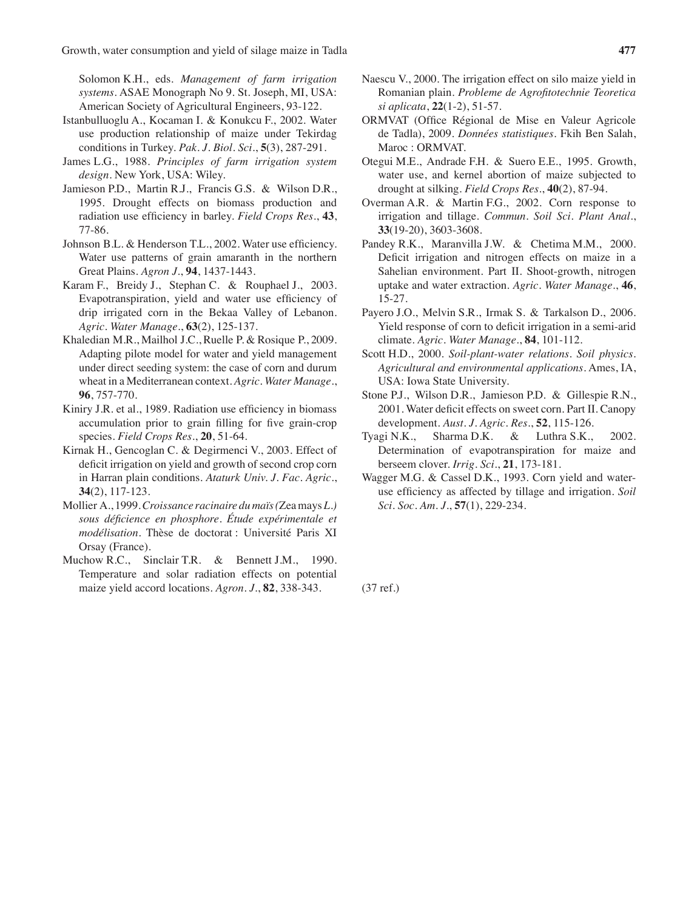Solomon K.H., eds. *Management of farm irrigation systems*. ASAE Monograph No 9. St. Joseph, MI, USA: American Society of Agricultural Engineers, 93-122.

Istanbulluoglu A., Kocaman I. & Konukcu F., 2002. Water use production relationship of maize under Tekirdag conditions in Turkey. *Pak. J. Biol. Sci.*, **5**(3), 287-291.

James L.G., 1988. *Principles of farm irrigation system design*. New York, USA: Wiley.

Jamieson P.D., Martin R.J., Francis G.S. & Wilson D.R., 1995. Drought effects on biomass production and radiation use efficiency in barley. *Field Crops Res.*, **43**, 77-86.

Johnson B.L. & Henderson T.L., 2002. Water use efficiency. Water use patterns of grain amaranth in the northern Great Plains. *Agron J.*, **94**, 1437-1443.

Karam F., Breidy J., Stephan C. & Rouphael J., 2003. Evapotranspiration, yield and water use efficiency of drip irrigated corn in the Bekaa Valley of Lebanon. *Agric. Water Manage.*, **63**(2), 125-137.

Khaledian M.R., Mailhol J.C., Ruelle P. & Rosique P., 2009. Adapting pilote model for water and yield management under direct seeding system: the case of corn and durum wheat in a Mediterranean context. *Agric. Water Manage.*, **96**, 757-770.

Kiniry J.R. et al., 1989. Radiation use efficiency in biomass accumulation prior to grain filling for five grain-crop species. *Field Crops Res.*, **20**, 51-64.

Kirnak H., Gencoglan C. & Degirmenci V., 2003. Effect of deficit irrigation on yield and growth of second crop corn in Harran plain conditions. *Ataturk Univ. J. Fac. Agric.*, **34**(2), 117-123.

Mollier A., 1999. *Croissance racinaire du maïs (*Zea mays *L.) sous déficience en phosphore. Étude expérimentale et modélisation*. Thèse de doctorat : Université Paris XI Orsay (France).

Muchow R.C., Sinclair T.R. & Bennett J.M., 1990. Temperature and solar radiation effects on potential maize yield accord locations. *Agron. J.*, **82**, 338-343.

Naescu V., 2000. The irrigation effect on silo maize yield in Romanian plain. *Probleme de Agrofitotechnie Teoretica si aplicata*, **22**(1-2), 51-57.

ORMVAT (Office Régional de Mise en Valeur Agricole de Tadla), 2009. *Données statistiques*. Fkih Ben Salah, Maroc : ORMVAT.

Otegui M.E., Andrade F.H. & Suero E.E., 1995. Growth, water use, and kernel abortion of maize subjected to drought at silking. *Field Crops Res.*, **40**(2), 87-94.

Overman A.R. & Martin F.G., 2002. Corn response to irrigation and tillage. *Commun. Soil Sci. Plant Anal.*, **33**(19-20), 3603-3608.

Pandey R.K., Maranvilla J.W. & Chetima M.M., 2000. Deficit irrigation and nitrogen effects on maize in a Sahelian environment. Part II. Shoot-growth, nitrogen uptake and water extraction. *Agric. Water Manage.*, **46**, 15-27.

Payero J.O., Melvin S.R., Irmak S. & Tarkalson D., 2006. Yield response of corn to deficit irrigation in a semi-arid climate. *Agric. Water Manage.*, **84**, 101-112.

Scott H.D., 2000. *Soil-plant-water relations. Soil physics. Agricultural and environmental applications*. Ames, IA, USA: Iowa State University.

Stone P.J., Wilson D.R., Jamieson P.D. & Gillespie R.N., 2001. Water deficit effects on sweet corn. Part II. Canopy development. *Aust. J. Agric. Res.*, **52**, 115-126.

Tyagi N.K., Sharma D.K. & Luthra S.K., 2002. Determination of evapotranspiration for maize and berseem clover. *Irrig. Sci.*, **21**, 173-181.

Wagger M.G. & Cassel D.K., 1993. Corn yield and water-use efficiency as affected by tillage and irrigation. *Soil Sci. Soc. Am. J.*, **57**(1), 229-234.

(37 ref.)